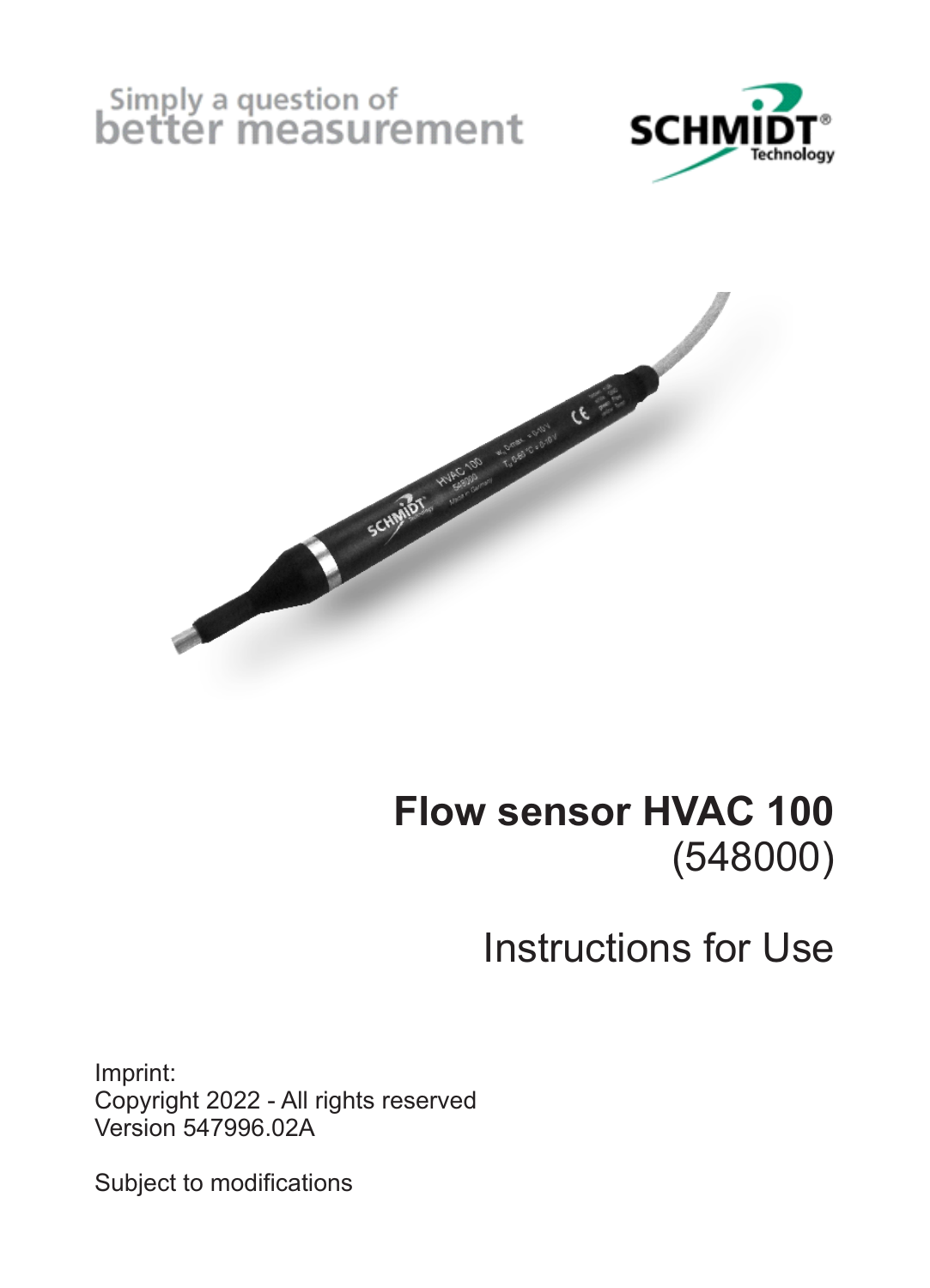Simply a question of
better measurement

SCHMIDT® Technology

# Flow sensor HVAC 100
(548000)

## Instructions for Use

Imprint:
Copyright 2022 - All rights reserved
Version 547996.02A

Subject to modifications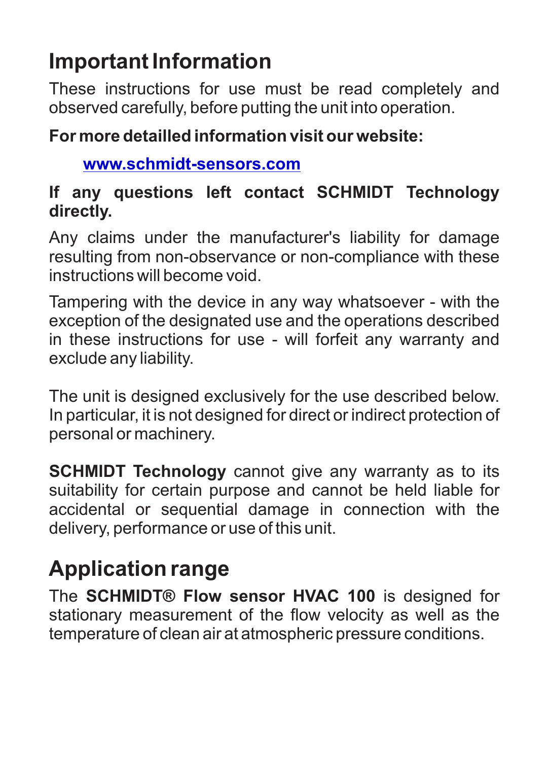# Important Information

These instructions for use must be read completely and observed carefully, before putting the unit into operation.

**For more detailled information visit our website:**

**www.schmidt-sensors.com**

**If any questions left contact SCHMIDT Technology directly.**

Any claims under the manufacturer's liability for damage resulting from non-observance or non-compliance with these instructions will become void.

Tampering with the device in any way whatsoever - with the exception of the designated use and the operations described in these instructions for use - will forfeit any warranty and exclude any liability.

The unit is designed exclusively for the use described below. In particular, it is not designed for direct or indirect protection of personal or machinery.

**SCHMIDT Technology** cannot give any warranty as to its suitability for certain purpose and cannot be held liable for accidental or sequential damage in connection with the delivery, performance or use of this unit.

# Application range

The **SCHMIDT® Flow sensor HVAC 100** is designed for stationary measurement of the flow velocity as well as the temperature of clean air at atmospheric pressure conditions.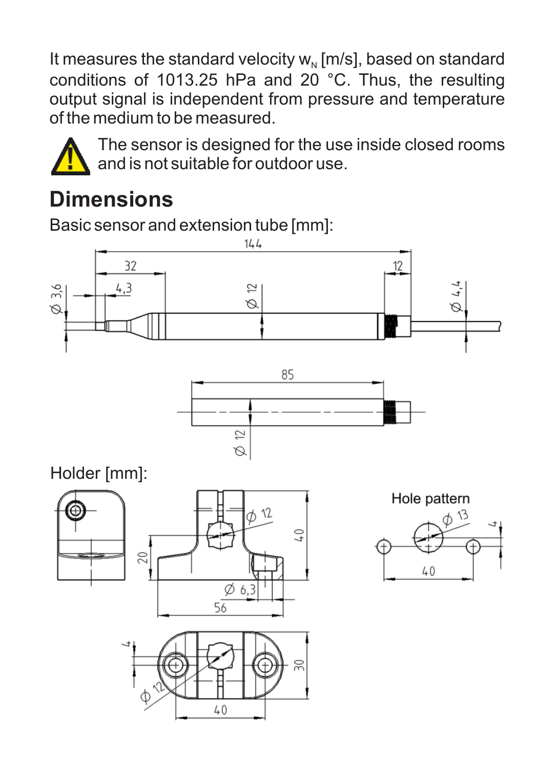It measures the standard velocity $w_N$ [m/s], based on standard conditions of 1013.25 hPa and 20 °C. Thus, the resulting output signal is independent from pressure and temperature of the medium to be measured.

⚠ The sensor is designed for the use inside closed rooms and is not suitable for outdoor use.

## Dimensions

Basic sensor and extension tube [mm]:

Holder [mm]:

Hole pattern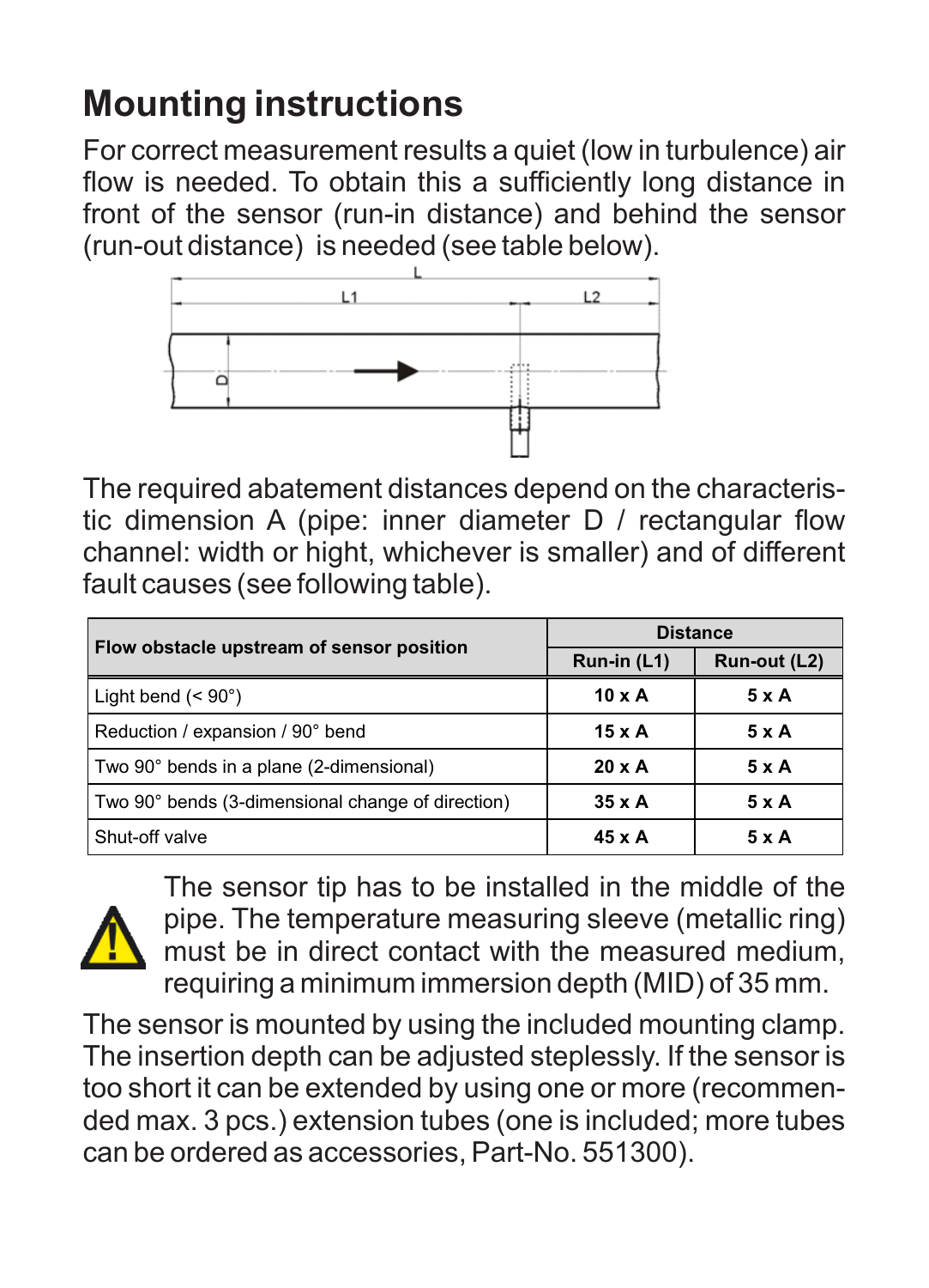# Mounting instructions

For correct measurement results a quiet (low in turbulence) air flow is needed. To obtain this a sufficiently long distance in front of the sensor (run-in distance) and behind the sensor (run-out distance) is needed (see table below).

The required abatement distances depend on the characteristic dimension A (pipe: inner diameter D / rectangular flow channel: width or hight, whichever is smaller) and of different fault causes (see following table).

| Flow obstacle upstream of sensor position | Distance | |
|---|---|---|
| | **Run-in (L1)** | **Run-out (L2)** |
| Light bend (< 90°) | **10 x A** | **5 x A** |
| Reduction / expansion / 90° bend | **15 x A** | **5 x A** |
| Two 90° bends in a plane (2-dimensional) | **20 x A** | **5 x A** |
| Two 90° bends (3-dimensional change of direction) | **35 x A** | **5 x A** |
| Shut-off valve | **45 x A** | **5 x A** |

The sensor tip has to be installed in the middle of the pipe. The temperature measuring sleeve (metallic ring) must be in direct contact with the measured medium, requiring a minimum immersion depth (MID) of 35 mm.

The sensor is mounted by using the included mounting clamp. The insertion depth can be adjusted steplessly. If the sensor is too short it can be extended by using one or more (recommended max. 3 pcs.) extension tubes (one is included; more tubes can be ordered as accessories, Part-No. 551300).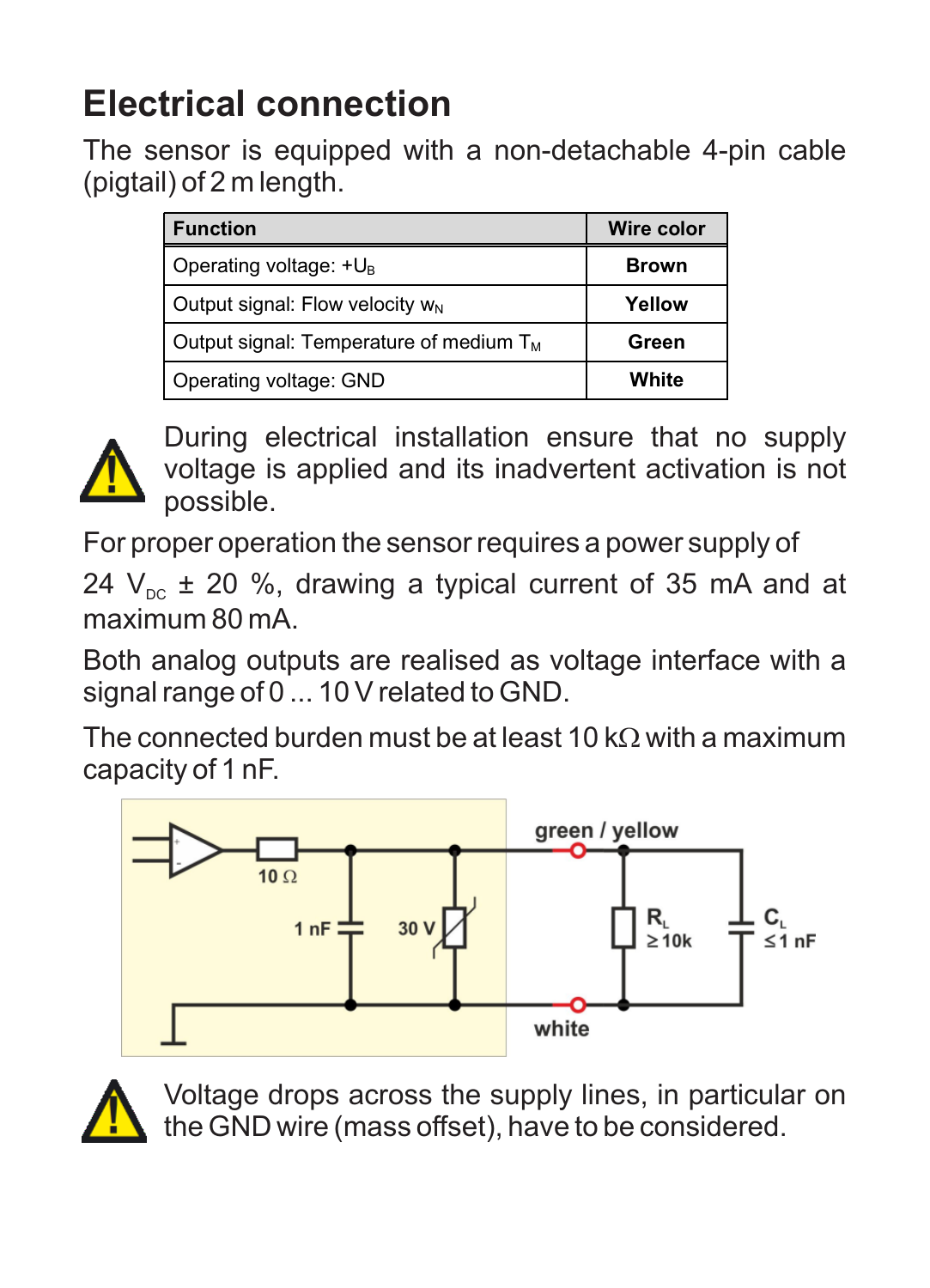# Electrical connection

The sensor is equipped with a non-detachable 4-pin cable (pigtail) of 2 m length.

| Function | Wire color |
|---|---|
| Operating voltage: $+U_B$ | **Brown** |
| Output signal: Flow velocity $w_N$ | **Yellow** |
| Output signal: Temperature of medium $T_M$ | **Green** |
| Operating voltage: GND | **White** |

During electrical installation ensure that no supply voltage is applied and its inadvertent activation is not possible.

For proper operation the sensor requires a power supply of

24 $V_{DC}$ ± 20 %, drawing a typical current of 35 mA and at maximum 80 mA.

Both analog outputs are realised as voltage interface with a signal range of 0 ... 10 V related to GND.

The connected burden must be at least 10 kΩ with a maximum capacity of 1 nF.

Voltage drops across the supply lines, in particular on the GND wire (mass offset), have to be considered.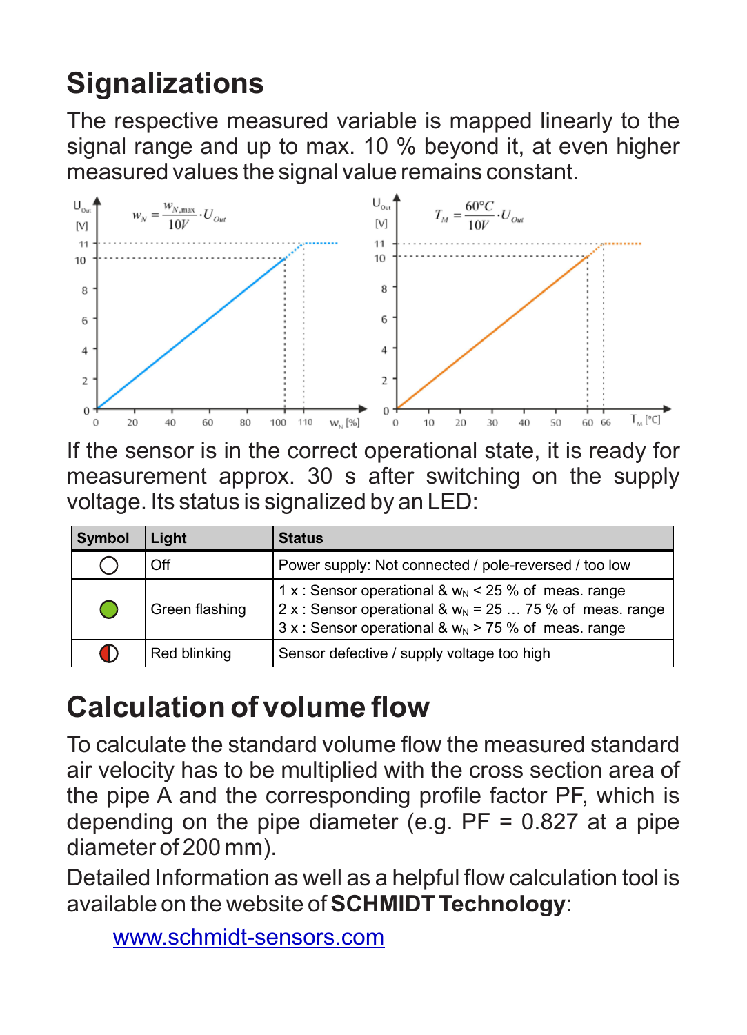# Signalizations

The respective measured variable is mapped linearly to the signal range and up to max. 10 % beyond it, at even higher measured values the signal value remains constant.

$$w_N = \frac{w_{N,max}}{10V} \cdot U_{Out}$$

$$T_M = \frac{60°C}{10V} \cdot U_{Out}$$

If the sensor is in the correct operational state, it is ready for measurement approx. 30 s after switching on the supply voltage. Its status is signalized by an LED:

| Symbol | Light | Status |
|---|---|---|
| ○ | Off | Power supply: Not connected / pole-reversed / too low |
| ● (green) | Green flashing | 1 x : Sensor operational & $w_N$ < 25 % of meas. range<br>2 x : Sensor operational & $w_N$ = 25 … 75 % of meas. range<br>3 x : Sensor operational & $w_N$ > 75 % of meas. range |
| ◐ (red) | Red blinking | Sensor defective / supply voltage too high |

# Calculation of volume flow

To calculate the standard volume flow the measured standard air velocity has to be multiplied with the cross section area of the pipe A and the corresponding profile factor PF, which is depending on the pipe diameter (e.g. PF = 0.827 at a pipe diameter of 200 mm).

Detailed Information as well as a helpful flow calculation tool is available on the website of **SCHMIDT Technology**:

www.schmidt-sensors.com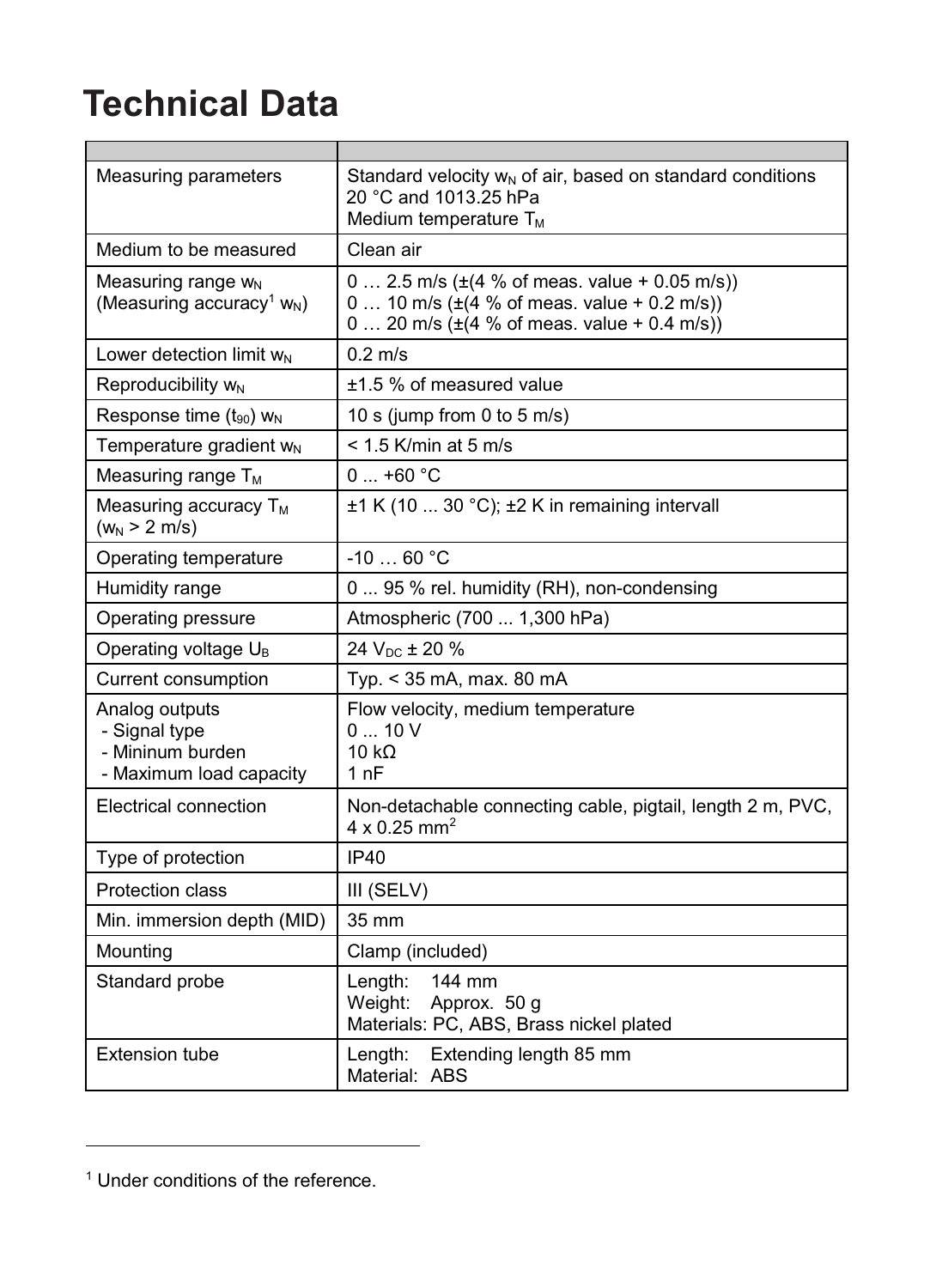# Technical Data

| | |
|---|---|
| Measuring parameters | Standard velocity $w_N$ of air, based on standard conditions 20 °C and 1013.25 hPa<br>Medium temperature $T_M$ |
| Medium to be measured | Clean air |
| Measuring range $w_N$<br>(Measuring accuracy[1] $w_N$) | 0 … 2.5 m/s (±(4 % of meas. value + 0.05 m/s))<br>0 … 10 m/s (±(4 % of meas. value + 0.2 m/s))<br>0 … 20 m/s (±(4 % of meas. value + 0.4 m/s)) |
| Lower detection limit $w_N$ | 0.2 m/s |
| Reproducibility $w_N$ | ±1.5 % of measured value |
| Response time ($t_{90}$) $w_N$ | 10 s (jump from 0 to 5 m/s) |
| Temperature gradient $w_N$ | < 1.5 K/min at 5 m/s |
| Measuring range $T_M$ | 0 ... +60 °C |
| Measuring accuracy $T_M$<br>($w_N$ > 2 m/s) | ±1 K (10 ... 30 °C); ±2 K in remaining intervall |
| Operating temperature | -10 … 60 °C |
| Humidity range | 0 ... 95 % rel. humidity (RH), non-condensing |
| Operating pressure | Atmospheric (700 ... 1,300 hPa) |
| Operating voltage $U_B$ | 24 $V_{DC}$ ± 20 % |
| Current consumption | Typ. < 35 mA, max. 80 mA |
| Analog outputs<br>- Signal type<br>- Mininum burden<br>- Maximum load capacity | Flow velocity, medium temperature<br>0 ... 10 V<br>10 kΩ<br>1 nF |
| Electrical connection | Non-detachable connecting cable, pigtail, length 2 m, PVC, 4 x 0.25 $mm^2$ |
| Type of protection | IP40 |
| Protection class | III (SELV) |
| Min. immersion depth (MID) | 35 mm |
| Mounting | Clamp (included) |
| Standard probe | Length: 144 mm<br>Weight: Approx. 50 g<br>Materials: PC, ABS, Brass nickel plated |
| Extension tube | Length: Extending length 85 mm<br>Material: ABS |

[1] Under conditions of the reference.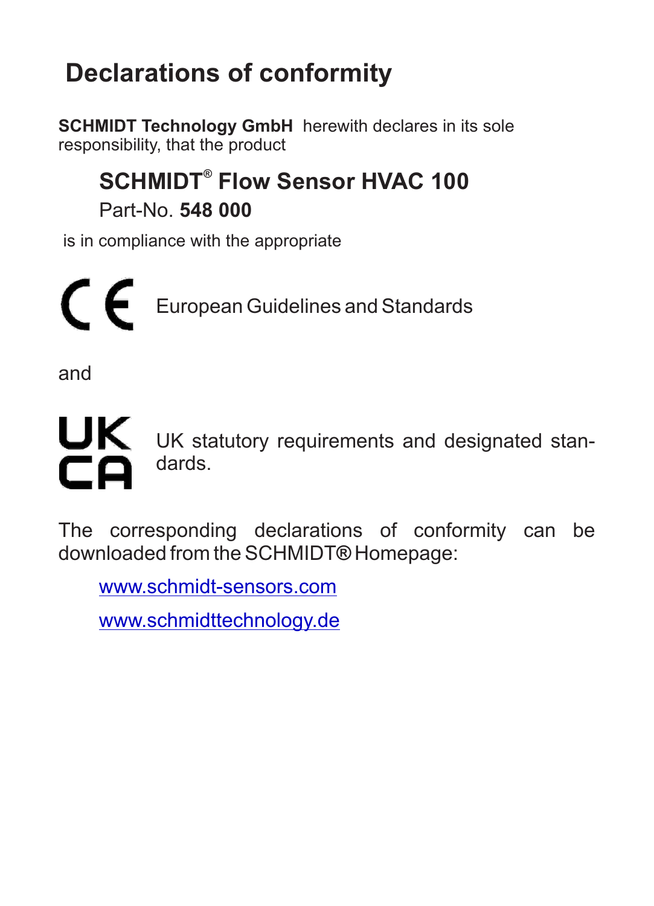# Declarations of conformity

**SCHMIDT Technology GmbH** herewith declares in its sole responsibility, that the product

**SCHMIDT® Flow Sensor HVAC 100**

Part-No. **548 000**

is in compliance with the appropriate

CE European Guidelines and Standards

and

UKCA UK statutory requirements and designated standards.

The corresponding declarations of conformity can be downloaded from the SCHMIDT® Homepage:

www.schmidt-sensors.com

www.schmidttechnology.de